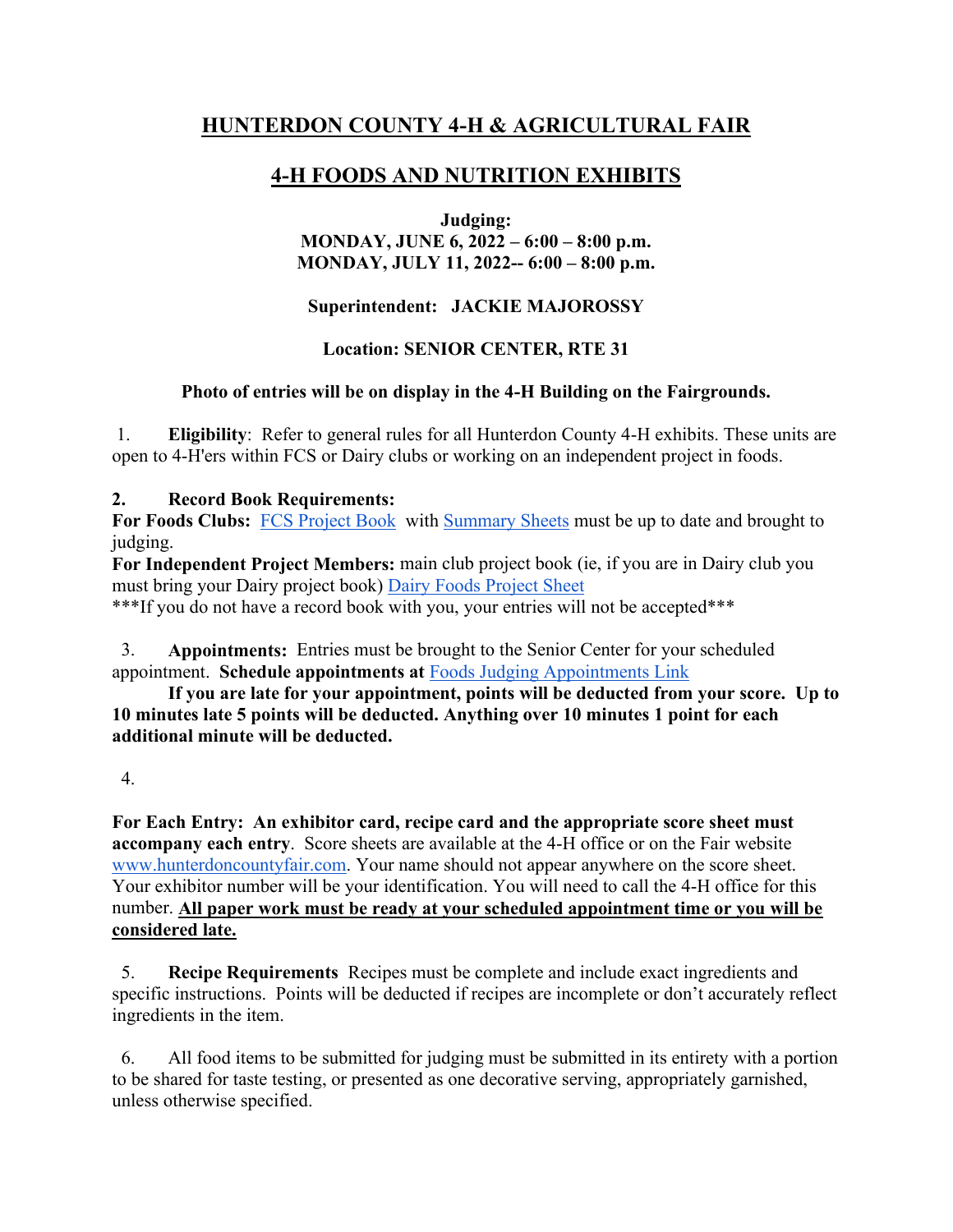# HUNTERDON COUNTY 4-H & AGRICULTURAL FAIR

## 4-H FOODS AND NUTRITION EXHIBITS

**Judging:**
**MONDAY, JUNE 6, 2022 – 6:00 – 8:00 p.m.**
**MONDAY, JULY 11, 2022-- 6:00 – 8:00 p.m.**

**Superintendent: JACKIE MAJOROSSY**

**Location: SENIOR CENTER, RTE 31**

**Photo of entries will be on display in the 4-H Building on the Fairgrounds.**

1. **Eligibility**: Refer to general rules for all Hunterdon County 4-H exhibits. These units are open to 4-H'ers within FCS or Dairy clubs or working on an independent project in foods.

2. **Record Book Requirements:**
**For Foods Clubs:** FCS Project Book with Summary Sheets must be up to date and brought to judging.
**For Independent Project Members:** main club project book (ie, if you are in Dairy club you must bring your Dairy project book) Dairy Foods Project Sheet
***If you do not have a record book with you, your entries will not be accepted***

3. **Appointments:** Entries must be brought to the Senior Center for your scheduled appointment. **Schedule appointments at** Foods Judging Appointments Link
**If you are late for your appointment, points will be deducted from your score. Up to 10 minutes late 5 points will be deducted. Anything over 10 minutes 1 point for each additional minute will be deducted.**

4.

**For Each Entry: An exhibitor card, recipe card and the appropriate score sheet must accompany each entry**. Score sheets are available at the 4-H office or on the Fair website www.hunterdoncountyfair.com. Your name should not appear anywhere on the score sheet. Your exhibitor number will be your identification. You will need to call the 4-H office for this number. **All paper work must be ready at your scheduled appointment time or you will be considered late.**

5. **Recipe Requirements** Recipes must be complete and include exact ingredients and specific instructions. Points will be deducted if recipes are incomplete or don't accurately reflect ingredients in the item.

6. All food items to be submitted for judging must be submitted in its entirety with a portion to be shared for taste testing, or presented as one decorative serving, appropriately garnished, unless otherwise specified.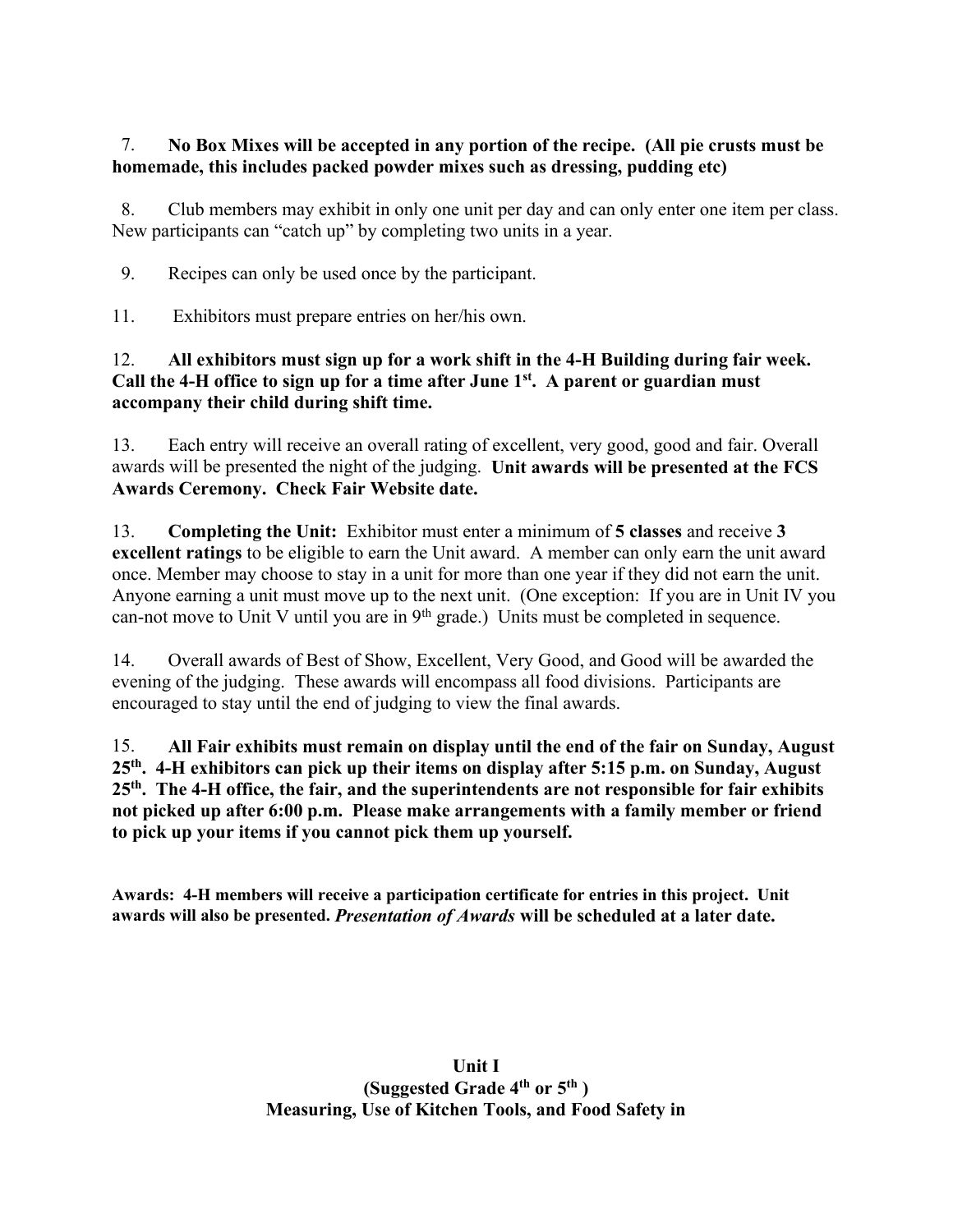7. **No Box Mixes will be accepted in any portion of the recipe. (All pie crusts must be homemade, this includes packed powder mixes such as dressing, pudding etc)**

8. Club members may exhibit in only one unit per day and can only enter one item per class. New participants can "catch up" by completing two units in a year.

9. Recipes can only be used once by the participant.

11. Exhibitors must prepare entries on her/his own.

12. **All exhibitors must sign up for a work shift in the 4-H Building during fair week. Call the 4-H office to sign up for a time after June 1st. A parent or guardian must accompany their child during shift time.**

13. Each entry will receive an overall rating of excellent, very good, good and fair. Overall awards will be presented the night of the judging. **Unit awards will be presented at the FCS Awards Ceremony. Check Fair Website date.**

13. **Completing the Unit:** Exhibitor must enter a minimum of **5 classes** and receive **3 excellent ratings** to be eligible to earn the Unit award. A member can only earn the unit award once. Member may choose to stay in a unit for more than one year if they did not earn the unit. Anyone earning a unit must move up to the next unit. (One exception: If you are in Unit IV you can-not move to Unit V until you are in 9th grade.) Units must be completed in sequence.

14. Overall awards of Best of Show, Excellent, Very Good, and Good will be awarded the evening of the judging. These awards will encompass all food divisions. Participants are encouraged to stay until the end of judging to view the final awards.

15. **All Fair exhibits must remain on display until the end of the fair on Sunday, August 25th. 4-H exhibitors can pick up their items on display after 5:15 p.m. on Sunday, August 25th. The 4-H office, the fair, and the superintendents are not responsible for fair exhibits not picked up after 6:00 p.m. Please make arrangements with a family member or friend to pick up your items if you cannot pick them up yourself.**

**Awards: 4-H members will receive a participation certificate for entries in this project. Unit awards will also be presented. *Presentation of Awards* will be scheduled at a later date.**

**Unit I**
**(Suggested Grade 4th or 5th )**
**Measuring, Use of Kitchen Tools, and Food Safety in**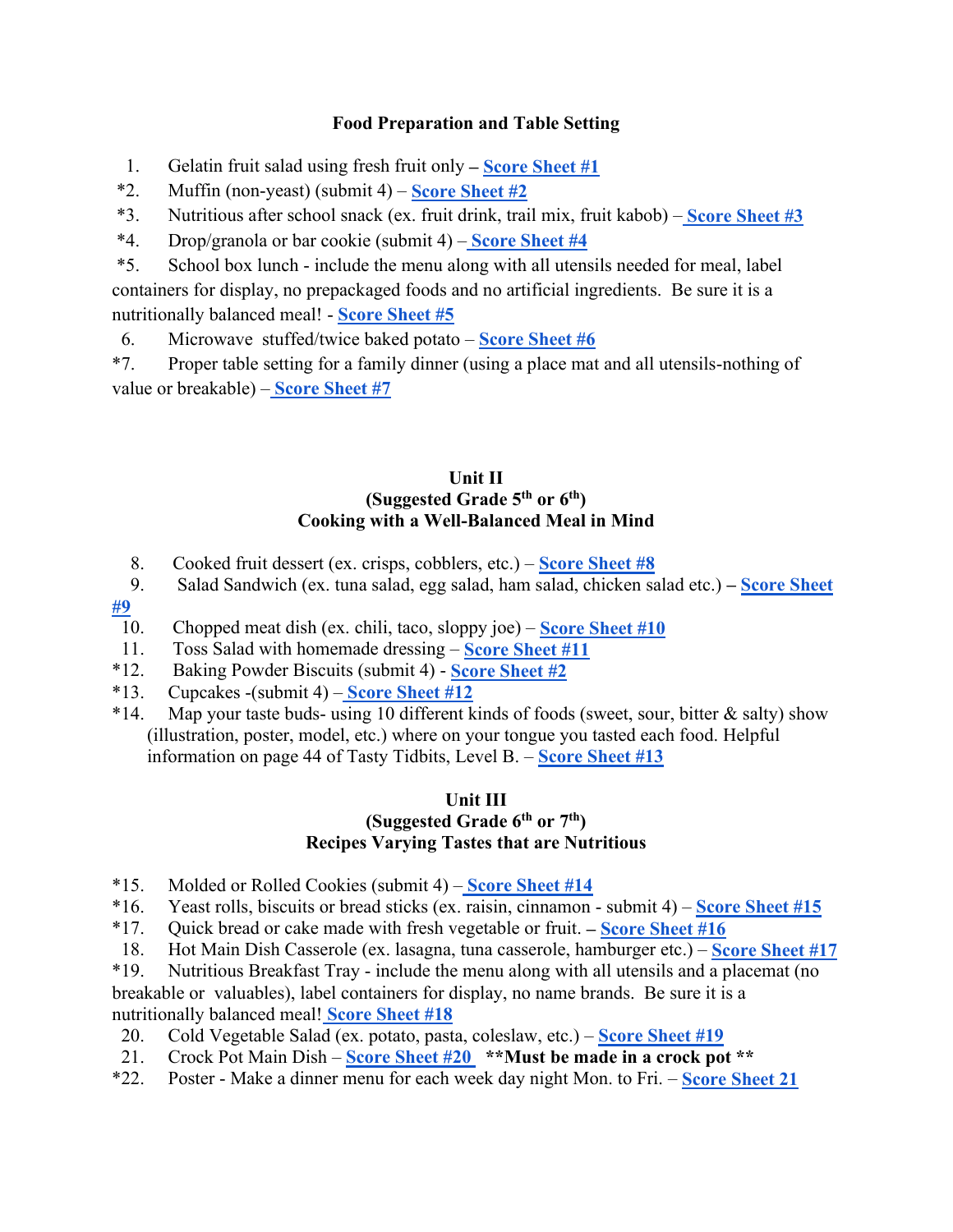### Food Preparation and Table Setting

1. Gelatin fruit salad using fresh fruit only – **Score Sheet #1**
*2. Muffin (non-yeast) (submit 4) – **Score Sheet #2**
*3. Nutritious after school snack (ex. fruit drink, trail mix, fruit kabob) – **Score Sheet #3**
*4. Drop/granola or bar cookie (submit 4) – **Score Sheet #4**
*5. School box lunch - include the menu along with all utensils needed for meal, label containers for display, no prepackaged foods and no artificial ingredients. Be sure it is a nutritionally balanced meal! - **Score Sheet #5**
6. Microwave stuffed/twice baked potato – **Score Sheet #6**
*7. Proper table setting for a family dinner (using a place mat and all utensils-nothing of value or breakable) – **Score Sheet #7**

### Unit II
### (Suggested Grade 5th or 6th)
### Cooking with a Well-Balanced Meal in Mind

8. Cooked fruit dessert (ex. crisps, cobblers, etc.) – **Score Sheet #8**
9. Salad Sandwich (ex. tuna salad, egg salad, ham salad, chicken salad etc.) – **Score Sheet #9**
10. Chopped meat dish (ex. chili, taco, sloppy joe) – **Score Sheet #10**
11. Toss Salad with homemade dressing – **Score Sheet #11**
*12. Baking Powder Biscuits (submit 4) - **Score Sheet #2**
*13. Cupcakes -(submit 4) – **Score Sheet #12**
*14. Map your taste buds- using 10 different kinds of foods (sweet, sour, bitter & salty) show (illustration, poster, model, etc.) where on your tongue you tasted each food. Helpful information on page 44 of Tasty Tidbits, Level B. – **Score Sheet #13**

### Unit III
### (Suggested Grade 6th or 7th)
### Recipes Varying Tastes that are Nutritious

*15. Molded or Rolled Cookies (submit 4) – **Score Sheet #14**
*16. Yeast rolls, biscuits or bread sticks (ex. raisin, cinnamon - submit 4) – **Score Sheet #15**
*17. Quick bread or cake made with fresh vegetable or fruit. – **Score Sheet #16**
18. Hot Main Dish Casserole (ex. lasagna, tuna casserole, hamburger etc.) – **Score Sheet #17**
*19. Nutritious Breakfast Tray - include the menu along with all utensils and a placemat (no breakable or valuables), label containers for display, no name brands. Be sure it is a nutritionally balanced meal! **Score Sheet #18**
20. Cold Vegetable Salad (ex. potato, pasta, coleslaw, etc.) – **Score Sheet #19**
21. Crock Pot Main Dish – **Score Sheet #20** **Must be made in a crock pot**
*22. Poster - Make a dinner menu for each week day night Mon. to Fri. – **Score Sheet 21**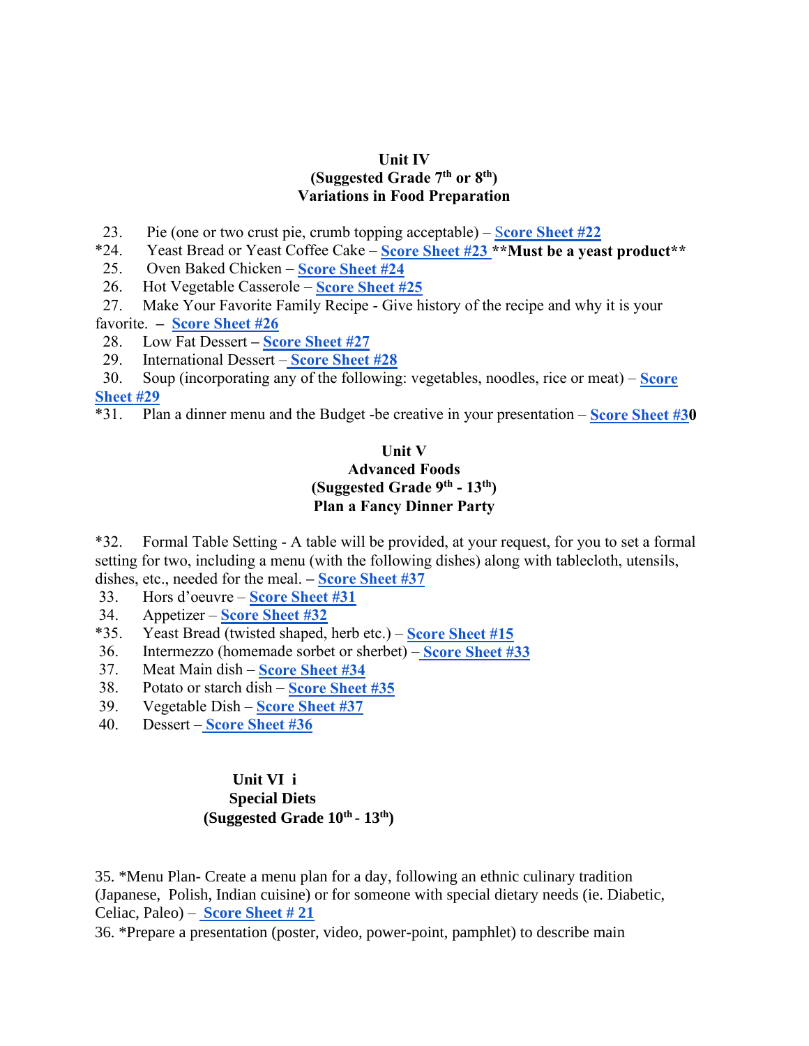## Unit IV
## (Suggested Grade 7th or 8th)
## Variations in Food Preparation

23. Pie (one or two crust pie, crumb topping acceptable) – **Score Sheet #22**
*24. Yeast Bread or Yeast Coffee Cake – **Score Sheet #23** **Must be a yeast product**
25. Oven Baked Chicken – **Score Sheet #24**
26. Hot Vegetable Casserole – **Score Sheet #25**
27. Make Your Favorite Family Recipe - Give history of the recipe and why it is your favorite. – **Score Sheet #26**
28. Low Fat Dessert – **Score Sheet #27**
29. International Dessert – **Score Sheet #28**
30. Soup (incorporating any of the following: vegetables, noodles, rice or meat) – **Score Sheet #29**
*31. Plan a dinner menu and the Budget -be creative in your presentation – **Score Sheet #30**

## Unit V
## Advanced Foods
## (Suggested Grade 9th - 13th)
## Plan a Fancy Dinner Party

*32. Formal Table Setting - A table will be provided, at your request, for you to set a formal setting for two, including a menu (with the following dishes) along with tablecloth, utensils, dishes, etc., needed for the meal. – **Score Sheet #37**
33. Hors d'oeuvre – **Score Sheet #31**
34. Appetizer – **Score Sheet #32**
*35. Yeast Bread (twisted shaped, herb etc.) – **Score Sheet #15**
36. Intermezzo (homemade sorbet or sherbet) – **Score Sheet #33**
37. Meat Main dish – **Score Sheet #34**
38. Potato or starch dish – **Score Sheet #35**
39. Vegetable Dish – **Score Sheet #37**
40. Dessert – **Score Sheet #36**

## Unit VI i
## Special Diets
## (Suggested Grade 10th - 13th)

35. *Menu Plan- Create a menu plan for a day, following an ethnic culinary tradition (Japanese, Polish, Indian cuisine) or for someone with special dietary needs (ie. Diabetic, Celiac, Paleo) – **Score Sheet # 21**
36. *Prepare a presentation (poster, video, power-point, pamphlet) to describe main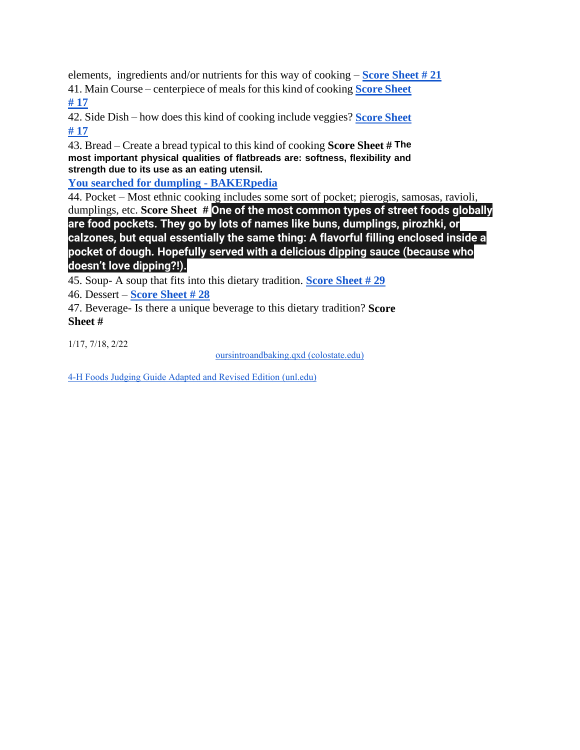elements, ingredients and/or nutrients for this way of cooking – **Score Sheet # 21**

41. Main Course – centerpiece of meals for this kind of cooking **Score Sheet # 17**

42. Side Dish – how does this kind of cooking include veggies? **Score Sheet # 17**

43. Bread – Create a bread typical to this kind of cooking **Score Sheet #** **The most important physical qualities of flatbreads are: softness, flexibility and strength due to its use as an eating utensil.**

**You searched for dumpling - BAKERpedia**

44. Pocket – Most ethnic cooking includes some sort of pocket; pierogis, samosas, ravioli, dumplings, etc. **Score Sheet #** **One of the most common types of street foods globally are food pockets. They go by lots of names like buns, dumplings, pirozhki, or calzones, but equal essentially the same thing: A flavorful filling enclosed inside a pocket of dough. Hopefully served with a delicious dipping sauce (because who doesn't love dipping?!).**

45. Soup- A soup that fits into this dietary tradition. **Score Sheet # 29**

46. Dessert – **Score Sheet # 28**

47. Beverage- Is there a unique beverage to this dietary tradition? **Score Sheet #**

1/17, 7/18, 2/22

oursintroandbaking.qxd (colostate.edu)

4-H Foods Judging Guide Adapted and Revised Edition (unl.edu)